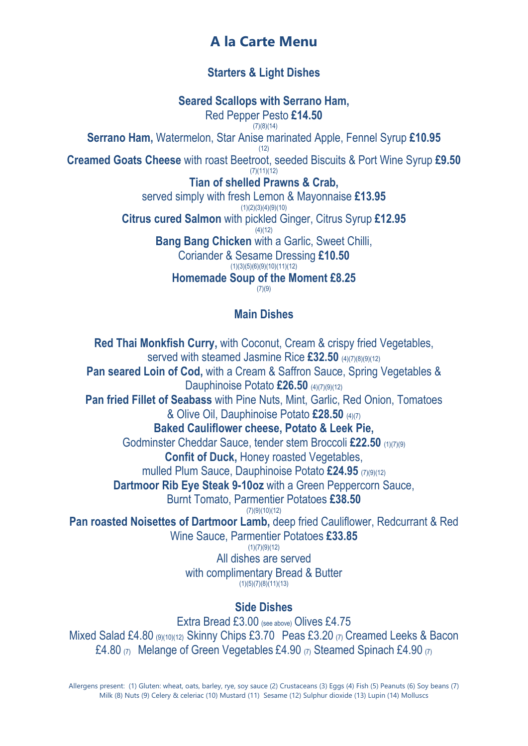# A la Carte Menu

## Starters & Light Dishes

**Seared Scallops with Serrano Ham,**
Red Pepper Pesto **£14.50**
(7)(8)(14)

**Serrano Ham,** Watermelon, Star Anise marinated Apple, Fennel Syrup **£10.95**
(12)

**Creamed Goats Cheese** with roast Beetroot, seeded Biscuits & Port Wine Syrup **£9.50**
(7)(11)(12)

**Tian of shelled Prawns & Crab,**
served simply with fresh Lemon & Mayonnaise **£13.95**
(1)(2)(3)(4)(9)(10)

**Citrus cured Salmon** with pickled Ginger, Citrus Syrup **£12.95**
(4)(12)

**Bang Bang Chicken** with a Garlic, Sweet Chilli,
Coriander & Sesame Dressing **£10.50**
(1)(3)(5)(6)(9)(10)(11)(12)

**Homemade Soup of the Moment £8.25**
(7)(9)

## Main Dishes

**Red Thai Monkfish Curry,** with Coconut, Cream & crispy fried Vegetables,
served with steamed Jasmine Rice **£32.50** (4)(7)(8)(9)(12)

**Pan seared Loin of Cod,** with a Cream & Saffron Sauce, Spring Vegetables &
Dauphinoise Potato **£26.50** (4)(7)(9)(12)

**Pan fried Fillet of Seabass** with Pine Nuts, Mint, Garlic, Red Onion, Tomatoes
& Olive Oil, Dauphinoise Potato **£28.50** (4)(7)

**Baked Cauliflower cheese, Potato & Leek Pie,**
Godminster Cheddar Sauce, tender stem Broccoli **£22.50** (1)(7)(9)

**Confit of Duck,** Honey roasted Vegetables,
mulled Plum Sauce, Dauphinoise Potato **£24.95** (7)(9)(12)

**Dartmoor Rib Eye Steak 9-10oz** with a Green Peppercorn Sauce,
Burnt Tomato, Parmentier Potatoes **£38.50**
(7)(9)(10)(12)

**Pan roasted Noisettes of Dartmoor Lamb,** deep fried Cauliflower, Redcurrant & Red
Wine Sauce, Parmentier Potatoes **£33.85**
(1)(7)(9)(12)

All dishes are served
with complimentary Bread & Butter
(1)(5)(7)(8)(11)(13)

## Side Dishes

Extra Bread £3.00 (see above) Olives £4.75
Mixed Salad £4.80 (9)(10)(12) Skinny Chips £3.70 Peas £3.20 (7) Creamed Leeks & Bacon
£4.80 (7) Melange of Green Vegetables £4.90 (7) Steamed Spinach £4.90 (7)

Allergens present: (1) Gluten: wheat, oats, barley, rye, soy sauce (2) Crustaceans (3) Eggs (4) Fish (5) Peanuts (6) Soy beans (7) Milk (8) Nuts (9) Celery & celeriac (10) Mustard (11) Sesame (12) Sulphur dioxide (13) Lupin (14) Molluscs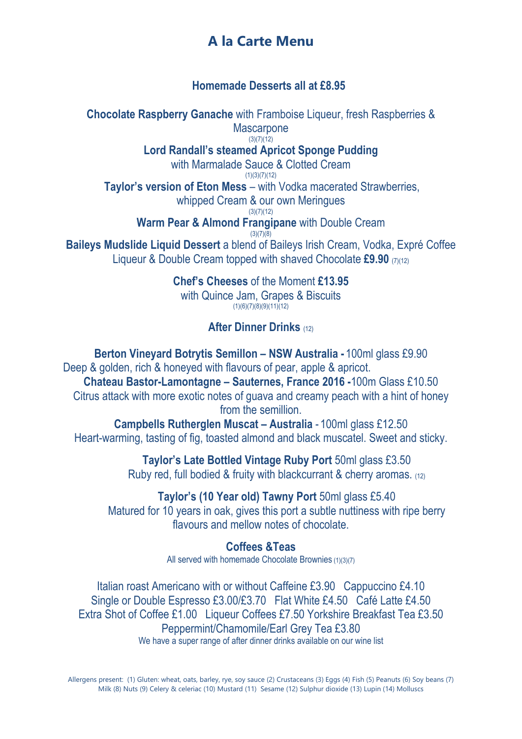# A la Carte Menu

## Homemade Desserts all at £8.95

**Chocolate Raspberry Ganache** with Framboise Liqueur, fresh Raspberries & Mascarpone
(3)(7)(12)

**Lord Randall's steamed Apricot Sponge Pudding**
with Marmalade Sauce & Clotted Cream
(1)(3)(7)(12)

**Taylor's version of Eton Mess** – with Vodka macerated Strawberries, whipped Cream & our own Meringues
(3)(7)(12)

**Warm Pear & Almond Frangipane** with Double Cream
(3)(7)(8)

**Baileys Mudslide Liquid Dessert** a blend of Baileys Irish Cream, Vodka, Expré Coffee Liqueur & Double Cream topped with shaved Chocolate **£9.90** (7)(12)

**Chef's Cheeses** of the Moment **£13.95**
with Quince Jam, Grapes & Biscuits
(1)(6)(7)(8)(9)(11)(12)

## After Dinner Drinks (12)

**Berton Vineyard Botrytis Semillon – NSW Australia -** 100ml glass £9.90
Deep & golden, rich & honeyed with flavours of pear, apple & apricot.

**Chateau Bastor-Lamontagne – Sauternes, France 2016 -**100m Glass £10.50
Citrus attack with more exotic notes of guava and creamy peach with a hint of honey from the semillion.

**Campbells Rutherglen Muscat – Australia** - 100ml glass £12.50
Heart-warming, tasting of fig, toasted almond and black muscatel. Sweet and sticky.

**Taylor's Late Bottled Vintage Ruby Port** 50ml glass £3.50
Ruby red, full bodied & fruity with blackcurrant & cherry aromas. (12)

**Taylor's (10 Year old) Tawny Port** 50ml glass £5.40
Matured for 10 years in oak, gives this port a subtle nuttiness with ripe berry flavours and mellow notes of chocolate.

## Coffees &Teas

All served with homemade Chocolate Brownies (1)(3)(7)

Italian roast Americano with or without Caffeine £3.90 Cappuccino £4.10
Single or Double Espresso £3.00/£3.70 Flat White £4.50 Café Latte £4.50
Extra Shot of Coffee £1.00 Liqueur Coffees £7.50 Yorkshire Breakfast Tea £3.50
Peppermint/Chamomile/Earl Grey Tea £3.80
We have a super range of after dinner drinks available on our wine list

Allergens present: (1) Gluten: wheat, oats, barley, rye, soy sauce (2) Crustaceans (3) Eggs (4) Fish (5) Peanuts (6) Soy beans (7) Milk (8) Nuts (9) Celery & celeriac (10) Mustard (11) Sesame (12) Sulphur dioxide (13) Lupin (14) Molluscs